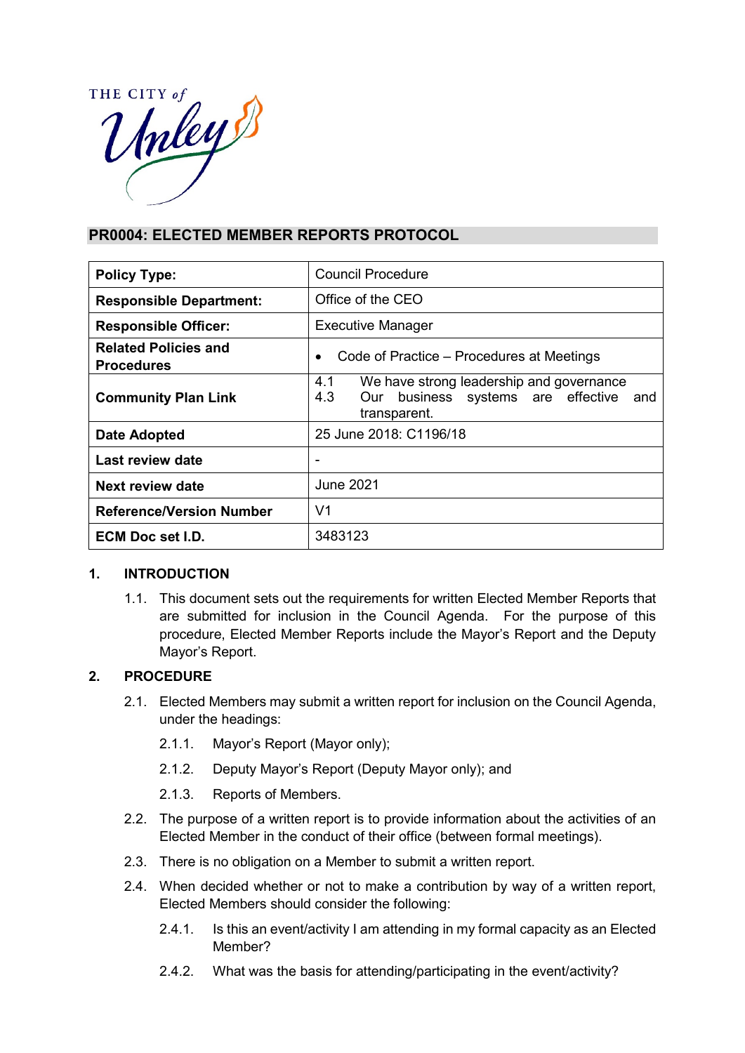# PR0004: ELECTED MEMBER REPORTS PROTOCOL

| **Policy Type:** | Council Procedure |
|---|---|
| **Responsible Department:** | Office of the CEO |
| **Responsible Officer:** | Executive Manager |
| **Related Policies and Procedures** | • Code of Practice – Procedures at Meetings |
| **Community Plan Link** | 4.1 We have strong leadership and governance<br>4.3 Our business systems are effective and transparent. |
| **Date Adopted** | 25 June 2018: C1196/18 |
| **Last review date** | - |
| **Next review date** | June 2021 |
| **Reference/Version Number** | V1 |
| **ECM Doc set I.D.** | 3483123 |

## 1. INTRODUCTION

1.1. This document sets out the requirements for written Elected Member Reports that are submitted for inclusion in the Council Agenda. For the purpose of this procedure, Elected Member Reports include the Mayor's Report and the Deputy Mayor's Report.

## 2. PROCEDURE

2.1. Elected Members may submit a written report for inclusion on the Council Agenda, under the headings:

2.1.1. Mayor's Report (Mayor only);

2.1.2. Deputy Mayor's Report (Deputy Mayor only); and

2.1.3. Reports of Members.

2.2. The purpose of a written report is to provide information about the activities of an Elected Member in the conduct of their office (between formal meetings).

2.3. There is no obligation on a Member to submit a written report.

2.4. When decided whether or not to make a contribution by way of a written report, Elected Members should consider the following:

2.4.1. Is this an event/activity I am attending in my formal capacity as an Elected Member?

2.4.2. What was the basis for attending/participating in the event/activity?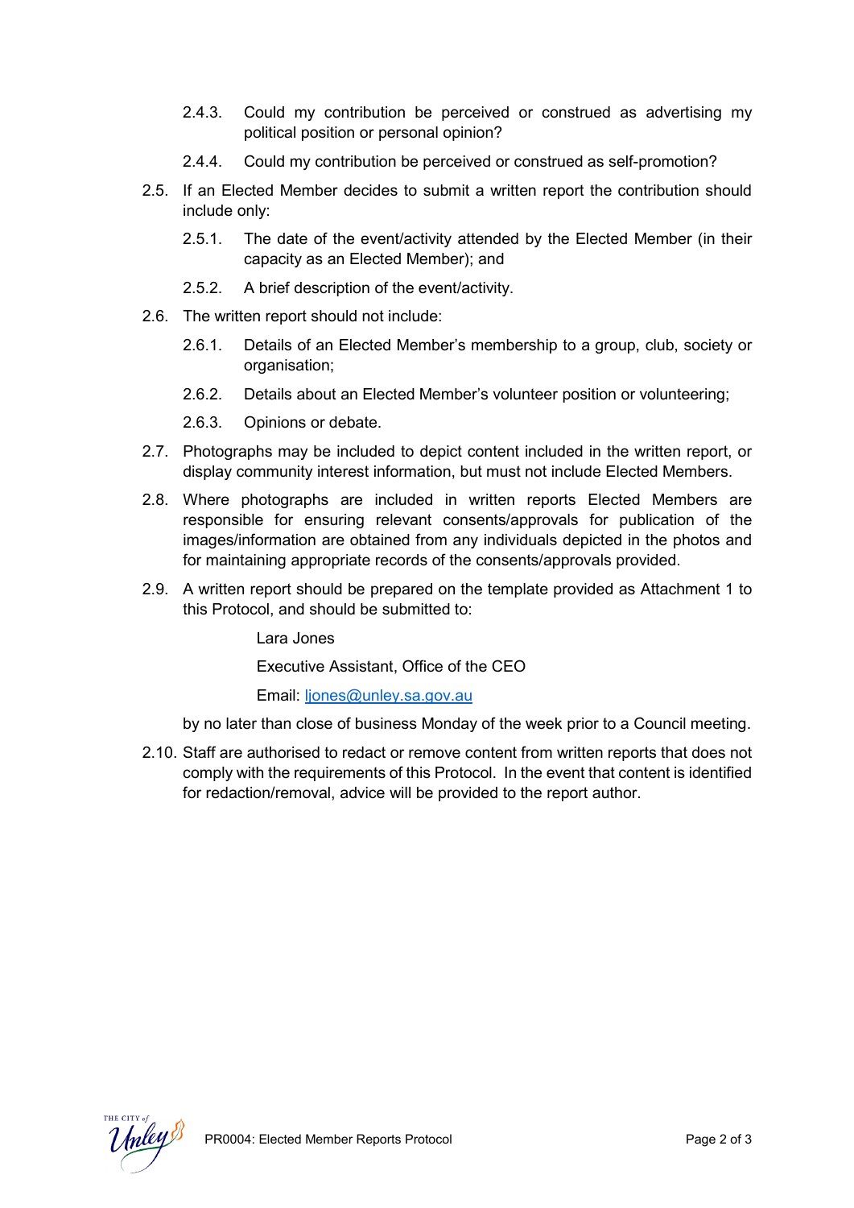- 2.4.3. Could my contribution be perceived or construed as advertising my political position or personal opinion?
- 2.4.4. Could my contribution be perceived or construed as self-promotion?

2.5. If an Elected Member decides to submit a written report the contribution should include only:

- 2.5.1. The date of the event/activity attended by the Elected Member (in their capacity as an Elected Member); and
- 2.5.2. A brief description of the event/activity.

2.6. The written report should not include:

- 2.6.1. Details of an Elected Member's membership to a group, club, society or organisation;
- 2.6.2. Details about an Elected Member's volunteer position or volunteering;
- 2.6.3. Opinions or debate.

2.7. Photographs may be included to depict content included in the written report, or display community interest information, but must not include Elected Members.

2.8. Where photographs are included in written reports Elected Members are responsible for ensuring relevant consents/approvals for publication of the images/information are obtained from any individuals depicted in the photos and for maintaining appropriate records of the consents/approvals provided.

2.9. A written report should be prepared on the template provided as Attachment 1 to this Protocol, and should be submitted to:

> Lara Jones
>
> Executive Assistant, Office of the CEO
>
> Email: [ljones@unley.sa.gov.au](mailto:ljones@unley.sa.gov.au)

by no later than close of business Monday of the week prior to a Council meeting.

2.10. Staff are authorised to redact or remove content from written reports that does not comply with the requirements of this Protocol. In the event that content is identified for redaction/removal, advice will be provided to the report author.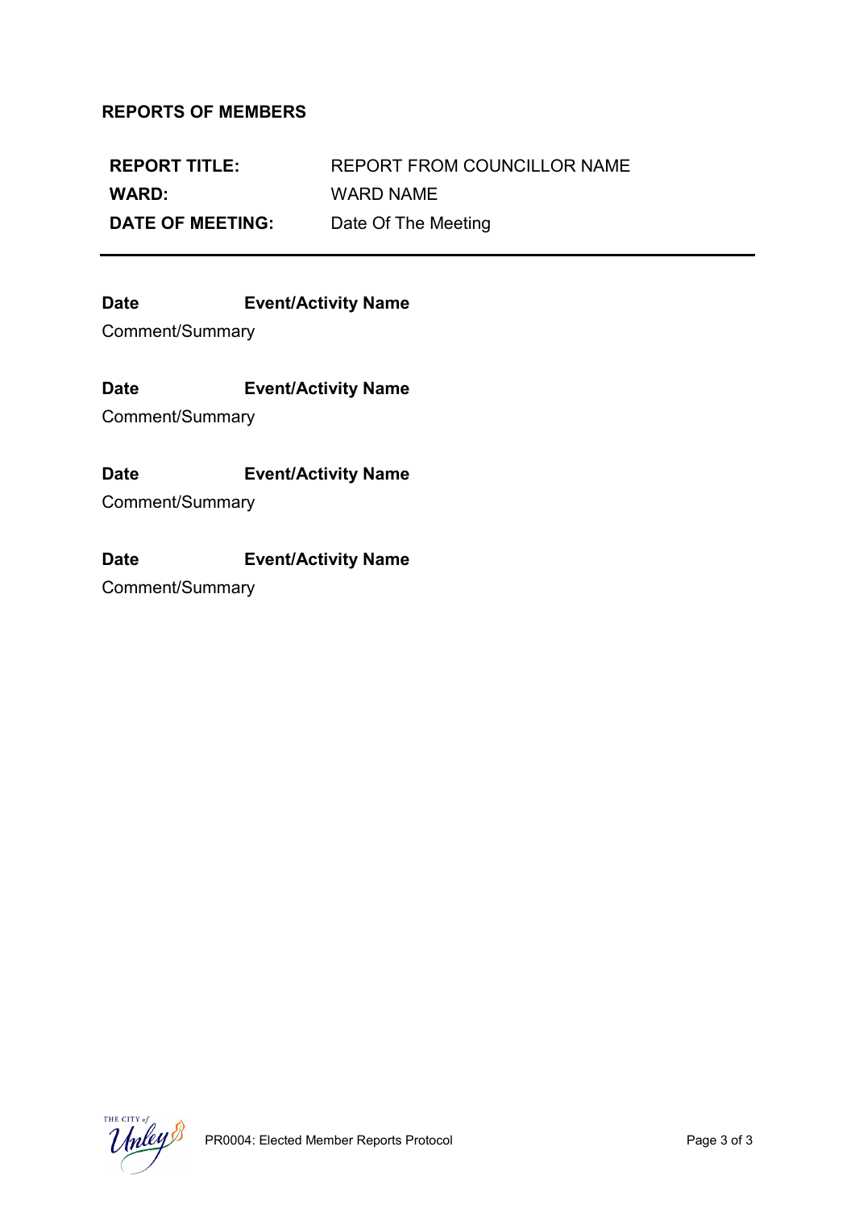**REPORTS OF MEMBERS**

| | |
|---|---|
| **REPORT TITLE:** | REPORT FROM COUNCILLOR NAME |
| **WARD:** | WARD NAME |
| **DATE OF MEETING:** | Date Of The Meeting |

---

**Date** **Event/Activity Name**

Comment/Summary

**Date** **Event/Activity Name**

Comment/Summary

**Date** **Event/Activity Name**

Comment/Summary

**Date** **Event/Activity Name**

Comment/Summary